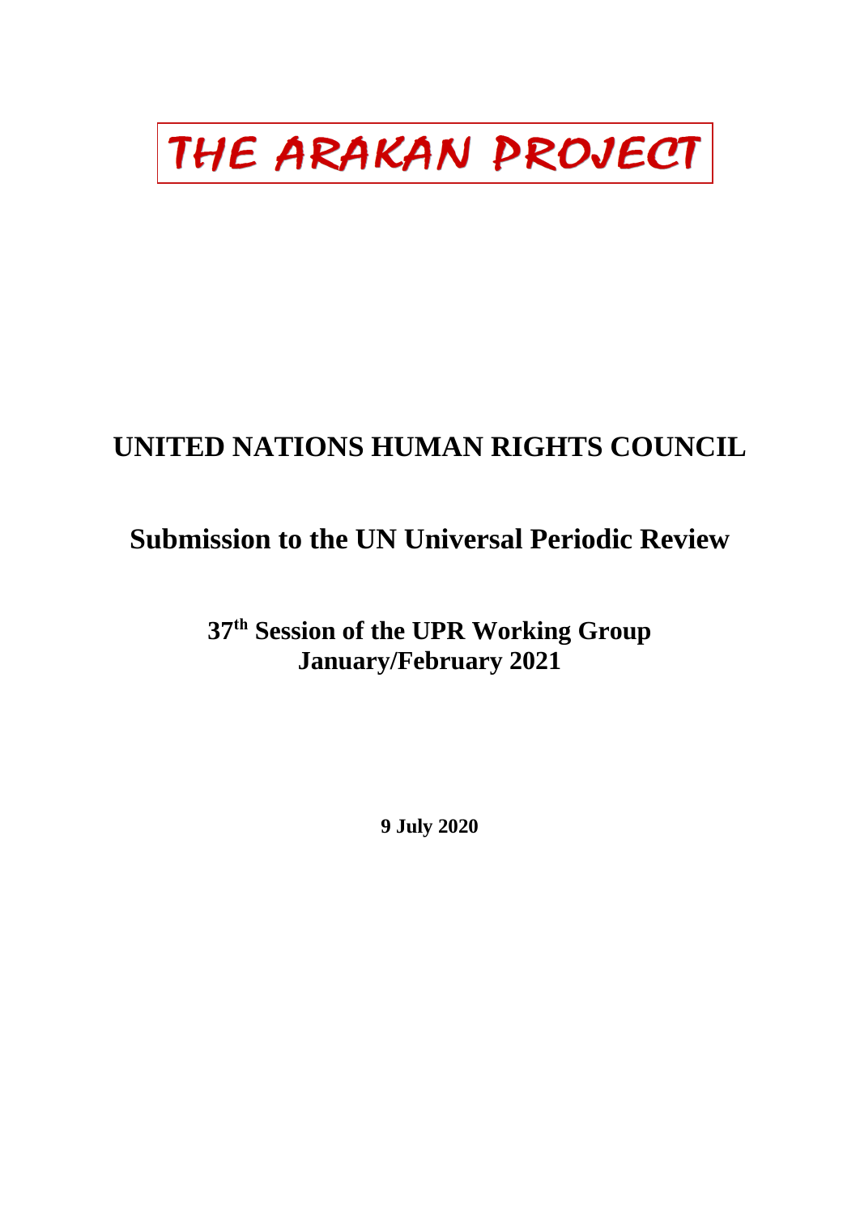# THE ARAKAN PROJECT

## UNITED NATIONS HUMAN RIGHTS COUNCIL

## Submission to the UN Universal Periodic Review

### 37th Session of the UPR Working Group
### January/February 2021

**9 July 2020**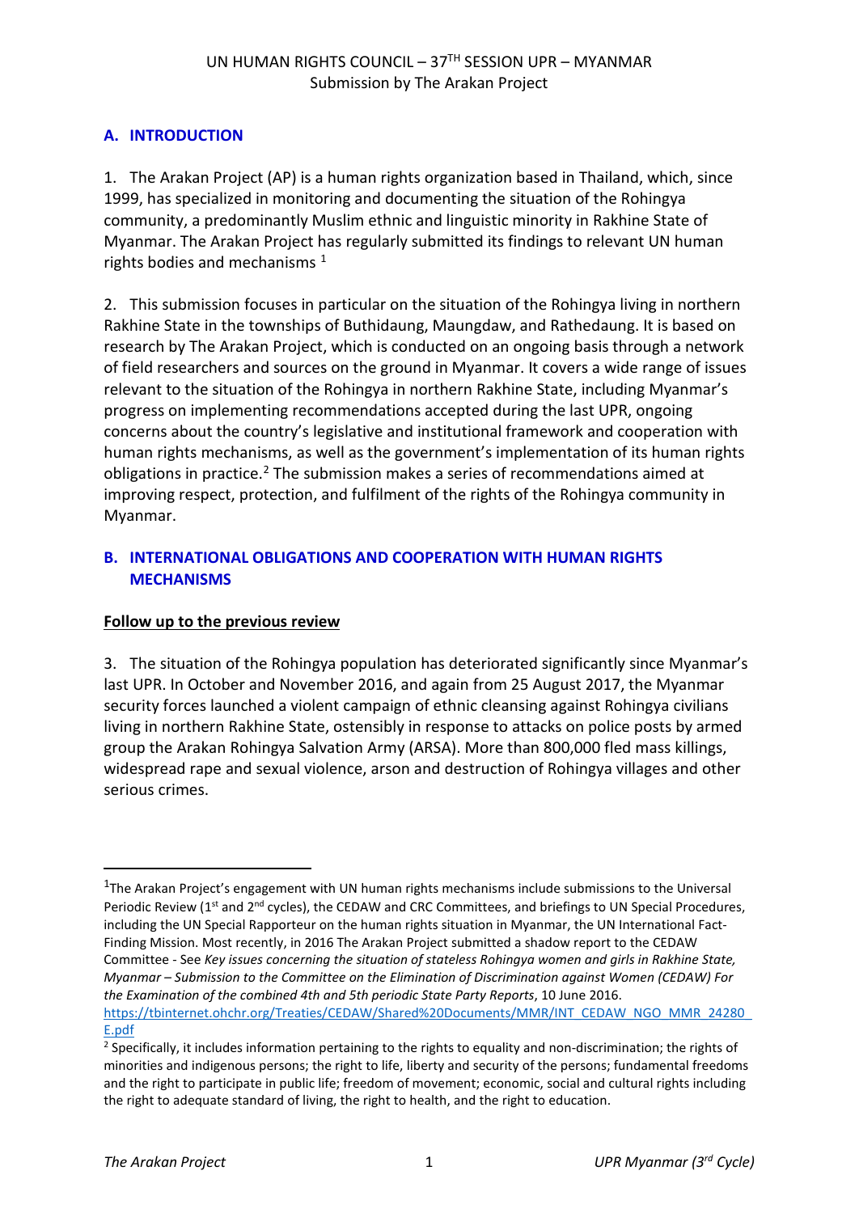UN HUMAN RIGHTS COUNCIL – 37TH SESSION UPR – MYANMAR
Submission by The Arakan Project

## A. INTRODUCTION

1. The Arakan Project (AP) is a human rights organization based in Thailand, which, since 1999, has specialized in monitoring and documenting the situation of the Rohingya community, a predominantly Muslim ethnic and linguistic minority in Rakhine State of Myanmar. The Arakan Project has regularly submitted its findings to relevant UN human rights bodies and mechanisms [1]

2. This submission focuses in particular on the situation of the Rohingya living in northern Rakhine State in the townships of Buthidaung, Maungdaw, and Rathedaung. It is based on research by The Arakan Project, which is conducted on an ongoing basis through a network of field researchers and sources on the ground in Myanmar. It covers a wide range of issues relevant to the situation of the Rohingya in northern Rakhine State, including Myanmar's progress on implementing recommendations accepted during the last UPR, ongoing concerns about the country's legislative and institutional framework and cooperation with human rights mechanisms, as well as the government's implementation of its human rights obligations in practice.[2] The submission makes a series of recommendations aimed at improving respect, protection, and fulfilment of the rights of the Rohingya community in Myanmar.

## B. INTERNATIONAL OBLIGATIONS AND COOPERATION WITH HUMAN RIGHTS MECHANISMS

**Follow up to the previous review**

3. The situation of the Rohingya population has deteriorated significantly since Myanmar's last UPR. In October and November 2016, and again from 25 August 2017, the Myanmar security forces launched a violent campaign of ethnic cleansing against Rohingya civilians living in northern Rakhine State, ostensibly in response to attacks on police posts by armed group the Arakan Rohingya Salvation Army (ARSA). More than 800,000 fled mass killings, widespread rape and sexual violence, arson and destruction of Rohingya villages and other serious crimes.

---

[1] The Arakan Project's engagement with UN human rights mechanisms include submissions to the Universal Periodic Review (1st and 2nd cycles), the CEDAW and CRC Committees, and briefings to UN Special Procedures, including the UN Special Rapporteur on the human rights situation in Myanmar, the UN International Fact-Finding Mission. Most recently, in 2016 The Arakan Project submitted a shadow report to the CEDAW Committee - See *Key issues concerning the situation of stateless Rohingya women and girls in Rakhine State, Myanmar – Submission to the Committee on the Elimination of Discrimination against Women (CEDAW) For the Examination of the combined 4th and 5th periodic State Party Reports*, 10 June 2016. https://tbinternet.ohchr.org/Treaties/CEDAW/Shared%20Documents/MMR/INT_CEDAW_NGO_MMR_24280_E.pdf

[2] Specifically, it includes information pertaining to the rights to equality and non-discrimination; the rights of minorities and indigenous persons; the right to life, liberty and security of the persons; fundamental freedoms and the right to participate in public life; freedom of movement; economic, social and cultural rights including the right to adequate standard of living, the right to health, and the right to education.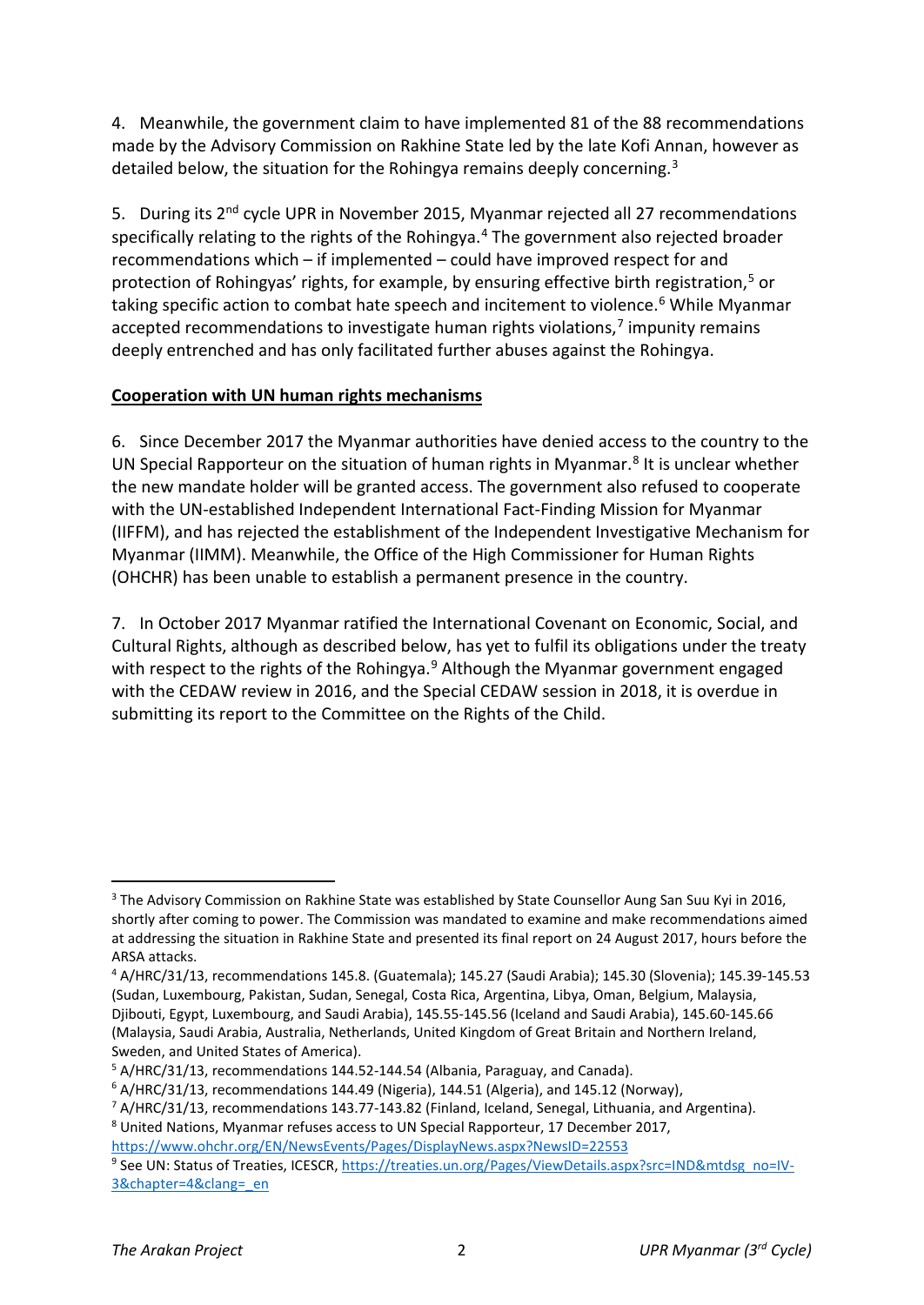4. Meanwhile, the government claim to have implemented 81 of the 88 recommendations made by the Advisory Commission on Rakhine State led by the late Kofi Annan, however as detailed below, the situation for the Rohingya remains deeply concerning.[3]

5. During its 2nd cycle UPR in November 2015, Myanmar rejected all 27 recommendations specifically relating to the rights of the Rohingya.[4] The government also rejected broader recommendations which – if implemented – could have improved respect for and protection of Rohingyas' rights, for example, by ensuring effective birth registration,[5] or taking specific action to combat hate speech and incitement to violence.[6] While Myanmar accepted recommendations to investigate human rights violations,[7] impunity remains deeply entrenched and has only facilitated further abuses against the Rohingya.

**Cooperation with UN human rights mechanisms**

6. Since December 2017 the Myanmar authorities have denied access to the country to the UN Special Rapporteur on the situation of human rights in Myanmar.[8] It is unclear whether the new mandate holder will be granted access. The government also refused to cooperate with the UN-established Independent International Fact-Finding Mission for Myanmar (IIFFM), and has rejected the establishment of the Independent Investigative Mechanism for Myanmar (IIMM). Meanwhile, the Office of the High Commissioner for Human Rights (OHCHR) has been unable to establish a permanent presence in the country.

7. In October 2017 Myanmar ratified the International Covenant on Economic, Social, and Cultural Rights, although as described below, has yet to fulfil its obligations under the treaty with respect to the rights of the Rohingya.[9] Although the Myanmar government engaged with the CEDAW review in 2016, and the Special CEDAW session in 2018, it is overdue in submitting its report to the Committee on the Rights of the Child.

---

[3] The Advisory Commission on Rakhine State was established by State Counsellor Aung San Suu Kyi in 2016, shortly after coming to power. The Commission was mandated to examine and make recommendations aimed at addressing the situation in Rakhine State and presented its final report on 24 August 2017, hours before the ARSA attacks.

[4] A/HRC/31/13, recommendations 145.8. (Guatemala); 145.27 (Saudi Arabia); 145.30 (Slovenia); 145.39-145.53 (Sudan, Luxembourg, Pakistan, Sudan, Senegal, Costa Rica, Argentina, Libya, Oman, Belgium, Malaysia, Djibouti, Egypt, Luxembourg, and Saudi Arabia), 145.55-145.56 (Iceland and Saudi Arabia), 145.60-145.66 (Malaysia, Saudi Arabia, Australia, Netherlands, United Kingdom of Great Britain and Northern Ireland, Sweden, and United States of America).

[5] A/HRC/31/13, recommendations 144.52-144.54 (Albania, Paraguay, and Canada).

[6] A/HRC/31/13, recommendations 144.49 (Nigeria), 144.51 (Algeria), and 145.12 (Norway),

[7] A/HRC/31/13, recommendations 143.77-143.82 (Finland, Iceland, Senegal, Lithuania, and Argentina).

[8] United Nations, Myanmar refuses access to UN Special Rapporteur, 17 December 2017, https://www.ohchr.org/EN/NewsEvents/Pages/DisplayNews.aspx?NewsID=22553

[9] See UN: Status of Treaties, ICESCR, https://treaties.un.org/Pages/ViewDetails.aspx?src=IND&mtdsg_no=IV-3&chapter=4&clang=_en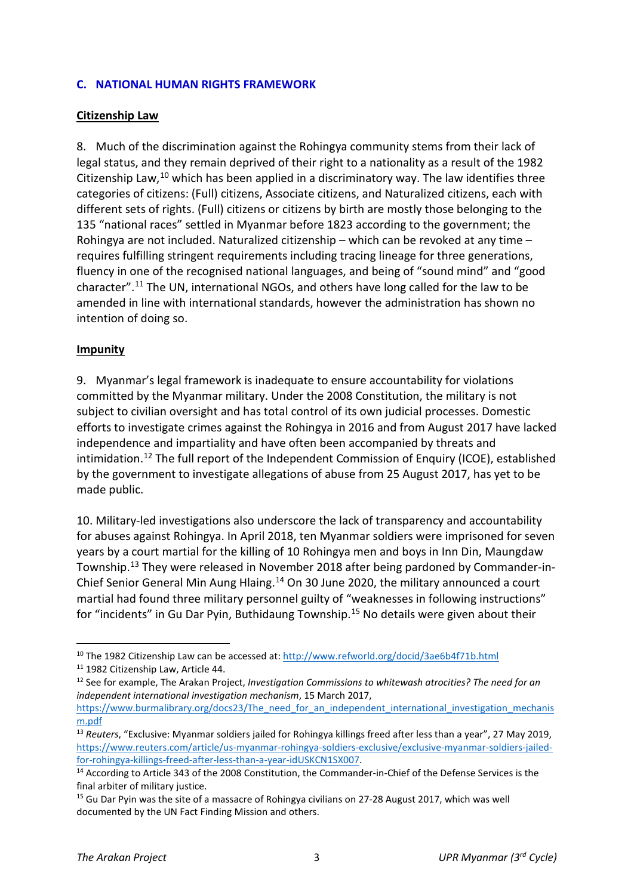## C. NATIONAL HUMAN RIGHTS FRAMEWORK

### Citizenship Law

8. Much of the discrimination against the Rohingya community stems from their lack of legal status, and they remain deprived of their right to a nationality as a result of the 1982 Citizenship Law,[10] which has been applied in a discriminatory way. The law identifies three categories of citizens: (Full) citizens, Associate citizens, and Naturalized citizens, each with different sets of rights. (Full) citizens or citizens by birth are mostly those belonging to the 135 "national races" settled in Myanmar before 1823 according to the government; the Rohingya are not included. Naturalized citizenship – which can be revoked at any time – requires fulfilling stringent requirements including tracing lineage for three generations, fluency in one of the recognised national languages, and being of "sound mind" and "good character".[11] The UN, international NGOs, and others have long called for the law to be amended in line with international standards, however the administration has shown no intention of doing so.

### Impunity

9. Myanmar's legal framework is inadequate to ensure accountability for violations committed by the Myanmar military. Under the 2008 Constitution, the military is not subject to civilian oversight and has total control of its own judicial processes. Domestic efforts to investigate crimes against the Rohingya in 2016 and from August 2017 have lacked independence and impartiality and have often been accompanied by threats and intimidation.[12] The full report of the Independent Commission of Enquiry (ICOE), established by the government to investigate allegations of abuse from 25 August 2017, has yet to be made public.

10. Military-led investigations also underscore the lack of transparency and accountability for abuses against Rohingya. In April 2018, ten Myanmar soldiers were imprisoned for seven years by a court martial for the killing of 10 Rohingya men and boys in Inn Din, Maungdaw Township.[13] They were released in November 2018 after being pardoned by Commander-in-Chief Senior General Min Aung Hlaing.[14] On 30 June 2020, the military announced a court martial had found three military personnel guilty of "weaknesses in following instructions" for "incidents" in Gu Dar Pyin, Buthidaung Township.[15] No details were given about their

---

[10] The 1982 Citizenship Law can be accessed at: http://www.refworld.org/docid/3ae6b4f71b.html

[11] 1982 Citizenship Law, Article 44.

[12] See for example, The Arakan Project, *Investigation Commissions to whitewash atrocities? The need for an independent international investigation mechanism*, 15 March 2017, https://www.burmalibrary.org/docs23/The_need_for_an_independent_international_investigation_mechanism.pdf

[13] *Reuters*, "Exclusive: Myanmar soldiers jailed for Rohingya killings freed after less than a year", 27 May 2019, https://www.reuters.com/article/us-myanmar-rohingya-soldiers-exclusive/exclusive-myanmar-soldiers-jailed-for-rohingya-killings-freed-after-less-than-a-year-idUSKCN1SX007.

[14] According to Article 343 of the 2008 Constitution, the Commander-in-Chief of the Defense Services is the final arbiter of military justice.

[15] Gu Dar Pyin was the site of a massacre of Rohingya civilians on 27-28 August 2017, which was well documented by the UN Fact Finding Mission and others.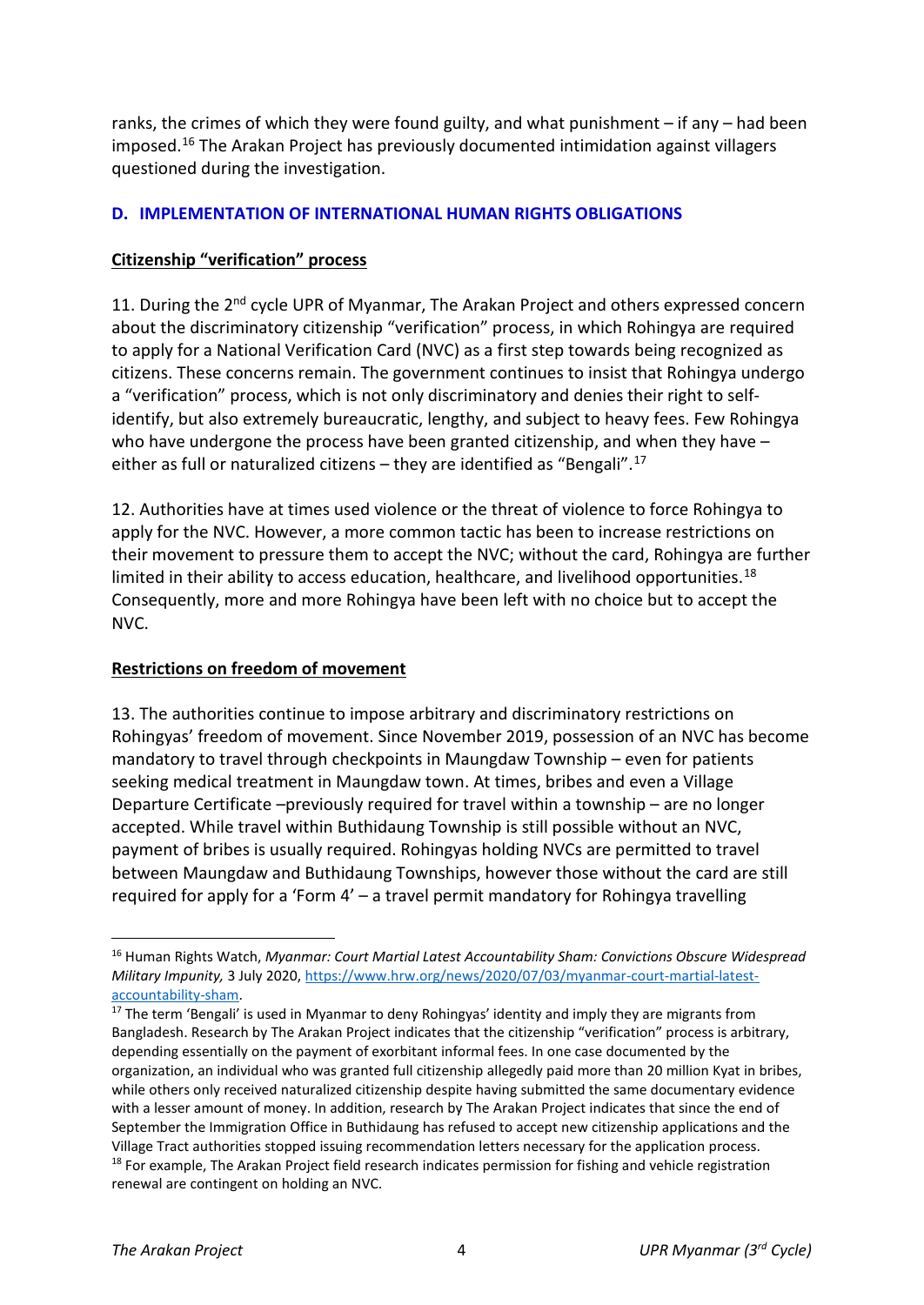ranks, the crimes of which they were found guilty, and what punishment – if any – had been imposed.[16] The Arakan Project has previously documented intimidation against villagers questioned during the investigation.

## D. IMPLEMENTATION OF INTERNATIONAL HUMAN RIGHTS OBLIGATIONS

**Citizenship "verification" process**

11. During the 2nd cycle UPR of Myanmar, The Arakan Project and others expressed concern about the discriminatory citizenship "verification" process, in which Rohingya are required to apply for a National Verification Card (NVC) as a first step towards being recognized as citizens. These concerns remain. The government continues to insist that Rohingya undergo a "verification" process, which is not only discriminatory and denies their right to self-identify, but also extremely bureaucratic, lengthy, and subject to heavy fees. Few Rohingya who have undergone the process have been granted citizenship, and when they have – either as full or naturalized citizens – they are identified as "Bengali".[17]

12. Authorities have at times used violence or the threat of violence to force Rohingya to apply for the NVC. However, a more common tactic has been to increase restrictions on their movement to pressure them to accept the NVC; without the card, Rohingya are further limited in their ability to access education, healthcare, and livelihood opportunities.[18] Consequently, more and more Rohingya have been left with no choice but to accept the NVC.

**Restrictions on freedom of movement**

13. The authorities continue to impose arbitrary and discriminatory restrictions on Rohingyas' freedom of movement. Since November 2019, possession of an NVC has become mandatory to travel through checkpoints in Maungdaw Township – even for patients seeking medical treatment in Maungdaw town. At times, bribes and even a Village Departure Certificate –previously required for travel within a township – are no longer accepted. While travel within Buthidaung Township is still possible without an NVC, payment of bribes is usually required. Rohingyas holding NVCs are permitted to travel between Maungdaw and Buthidaung Townships, however those without the card are still required for apply for a 'Form 4' – a travel permit mandatory for Rohingya travelling

---

[16] Human Rights Watch, *Myanmar: Court Martial Latest Accountability Sham: Convictions Obscure Widespread Military Impunity,* 3 July 2020, https://www.hrw.org/news/2020/07/03/myanmar-court-martial-latest-accountability-sham.

[17] The term 'Bengali' is used in Myanmar to deny Rohingyas' identity and imply they are migrants from Bangladesh. Research by The Arakan Project indicates that the citizenship "verification" process is arbitrary, depending essentially on the payment of exorbitant informal fees. In one case documented by the organization, an individual who was granted full citizenship allegedly paid more than 20 million Kyat in bribes, while others only received naturalized citizenship despite having submitted the same documentary evidence with a lesser amount of money. In addition, research by The Arakan Project indicates that since the end of September the Immigration Office in Buthidaung has refused to accept new citizenship applications and the Village Tract authorities stopped issuing recommendation letters necessary for the application process.

[18] For example, The Arakan Project field research indicates permission for fishing and vehicle registration renewal are contingent on holding an NVC.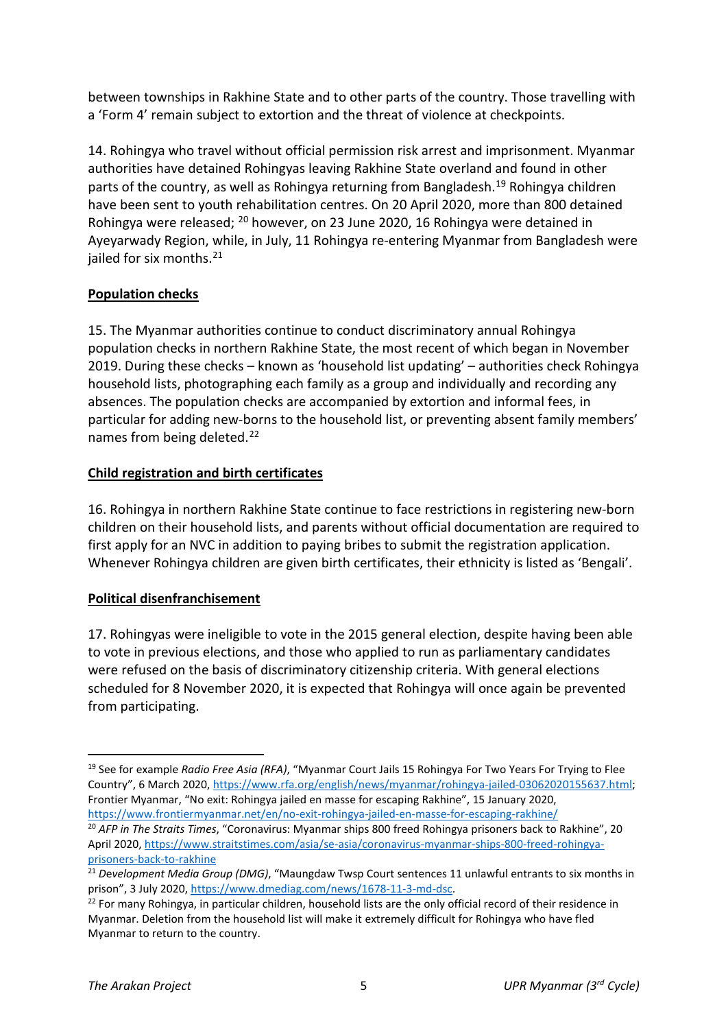between townships in Rakhine State and to other parts of the country. Those travelling with a 'Form 4' remain subject to extortion and the threat of violence at checkpoints.

14. Rohingya who travel without official permission risk arrest and imprisonment. Myanmar authorities have detained Rohingyas leaving Rakhine State overland and found in other parts of the country, as well as Rohingya returning from Bangladesh.[19] Rohingya children have been sent to youth rehabilitation centres. On 20 April 2020, more than 800 detained Rohingya were released; [20] however, on 23 June 2020, 16 Rohingya were detained in Ayeyarwady Region, while, in July, 11 Rohingya re-entering Myanmar from Bangladesh were jailed for six months.[21]

**Population checks**

15. The Myanmar authorities continue to conduct discriminatory annual Rohingya population checks in northern Rakhine State, the most recent of which began in November 2019. During these checks – known as 'household list updating' – authorities check Rohingya household lists, photographing each family as a group and individually and recording any absences. The population checks are accompanied by extortion and informal fees, in particular for adding new-borns to the household list, or preventing absent family members' names from being deleted.[22]

**Child registration and birth certificates**

16. Rohingya in northern Rakhine State continue to face restrictions in registering new-born children on their household lists, and parents without official documentation are required to first apply for an NVC in addition to paying bribes to submit the registration application. Whenever Rohingya children are given birth certificates, their ethnicity is listed as 'Bengali'.

**Political disenfranchisement**

17. Rohingyas were ineligible to vote in the 2015 general election, despite having been able to vote in previous elections, and those who applied to run as parliamentary candidates were refused on the basis of discriminatory citizenship criteria. With general elections scheduled for 8 November 2020, it is expected that Rohingya will once again be prevented from participating.

---

[19] See for example *Radio Free Asia (RFA)*, "Myanmar Court Jails 15 Rohingya For Two Years For Trying to Flee Country", 6 March 2020, https://www.rfa.org/english/news/myanmar/rohingya-jailed-03062020155637.html; Frontier Myanmar, "No exit: Rohingya jailed en masse for escaping Rakhine", 15 January 2020, https://www.frontiermyanmar.net/en/no-exit-rohingya-jailed-en-masse-for-escaping-rakhine/

[20] *AFP in The Straits Times*, "Coronavirus: Myanmar ships 800 freed Rohingya prisoners back to Rakhine", 20 April 2020, https://www.straitstimes.com/asia/se-asia/coronavirus-myanmar-ships-800-freed-rohingya-prisoners-back-to-rakhine

[21] *Development Media Group (DMG)*, "Maungdaw Twsp Court sentences 11 unlawful entrants to six months in prison", 3 July 2020, https://www.dmediag.com/news/1678-11-3-md-dsc.

[22] For many Rohingya, in particular children, household lists are the only official record of their residence in Myanmar. Deletion from the household list will make it extremely difficult for Rohingya who have fled Myanmar to return to the country.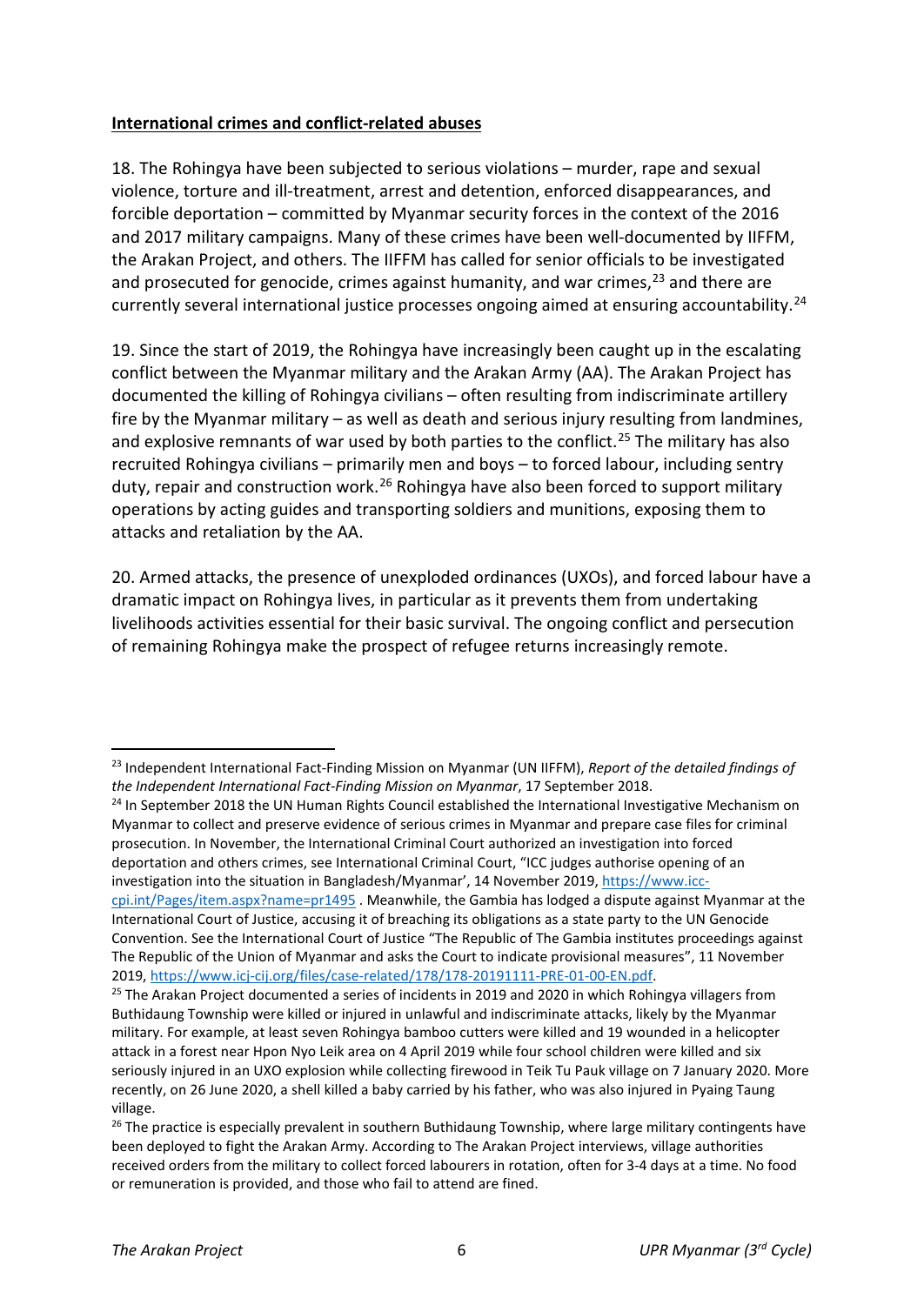**International crimes and conflict-related abuses**

18. The Rohingya have been subjected to serious violations – murder, rape and sexual violence, torture and ill-treatment, arrest and detention, enforced disappearances, and forcible deportation – committed by Myanmar security forces in the context of the 2016 and 2017 military campaigns. Many of these crimes have been well-documented by IIFFM, the Arakan Project, and others. The IIFFM has called for senior officials to be investigated and prosecuted for genocide, crimes against humanity, and war crimes,[23] and there are currently several international justice processes ongoing aimed at ensuring accountability.[24]

19. Since the start of 2019, the Rohingya have increasingly been caught up in the escalating conflict between the Myanmar military and the Arakan Army (AA). The Arakan Project has documented the killing of Rohingya civilians – often resulting from indiscriminate artillery fire by the Myanmar military – as well as death and serious injury resulting from landmines, and explosive remnants of war used by both parties to the conflict.[25] The military has also recruited Rohingya civilians – primarily men and boys – to forced labour, including sentry duty, repair and construction work.[26] Rohingya have also been forced to support military operations by acting guides and transporting soldiers and munitions, exposing them to attacks and retaliation by the AA.

20. Armed attacks, the presence of unexploded ordinances (UXOs), and forced labour have a dramatic impact on Rohingya lives, in particular as it prevents them from undertaking livelihoods activities essential for their basic survival. The ongoing conflict and persecution of remaining Rohingya make the prospect of refugee returns increasingly remote.

---

[23] Independent International Fact-Finding Mission on Myanmar (UN IIFFM), *Report of the detailed findings of the Independent International Fact-Finding Mission on Myanmar*, 17 September 2018.

[24] In September 2018 the UN Human Rights Council established the International Investigative Mechanism on Myanmar to collect and preserve evidence of serious crimes in Myanmar and prepare case files for criminal prosecution. In November, the International Criminal Court authorized an investigation into forced deportation and others crimes, see International Criminal Court, "ICC judges authorise opening of an investigation into the situation in Bangladesh/Myanmar', 14 November 2019, https://www.icc-cpi.int/Pages/item.aspx?name=pr1495 . Meanwhile, the Gambia has lodged a dispute against Myanmar at the International Court of Justice, accusing it of breaching its obligations as a state party to the UN Genocide Convention. See the International Court of Justice "The Republic of The Gambia institutes proceedings against The Republic of the Union of Myanmar and asks the Court to indicate provisional measures", 11 November 2019, https://www.icj-cij.org/files/case-related/178/178-20191111-PRE-01-00-EN.pdf.

[25] The Arakan Project documented a series of incidents in 2019 and 2020 in which Rohingya villagers from Buthidaung Township were killed or injured in unlawful and indiscriminate attacks, likely by the Myanmar military. For example, at least seven Rohingya bamboo cutters were killed and 19 wounded in a helicopter attack in a forest near Hpon Nyo Leik area on 4 April 2019 while four school children were killed and six seriously injured in an UXO explosion while collecting firewood in Teik Tu Pauk village on 7 January 2020. More recently, on 26 June 2020, a shell killed a baby carried by his father, who was also injured in Pyaing Taung village.

[26] The practice is especially prevalent in southern Buthidaung Township, where large military contingents have been deployed to fight the Arakan Army. According to The Arakan Project interviews, village authorities received orders from the military to collect forced labourers in rotation, often for 3-4 days at a time. No food or remuneration is provided, and those who fail to attend are fined.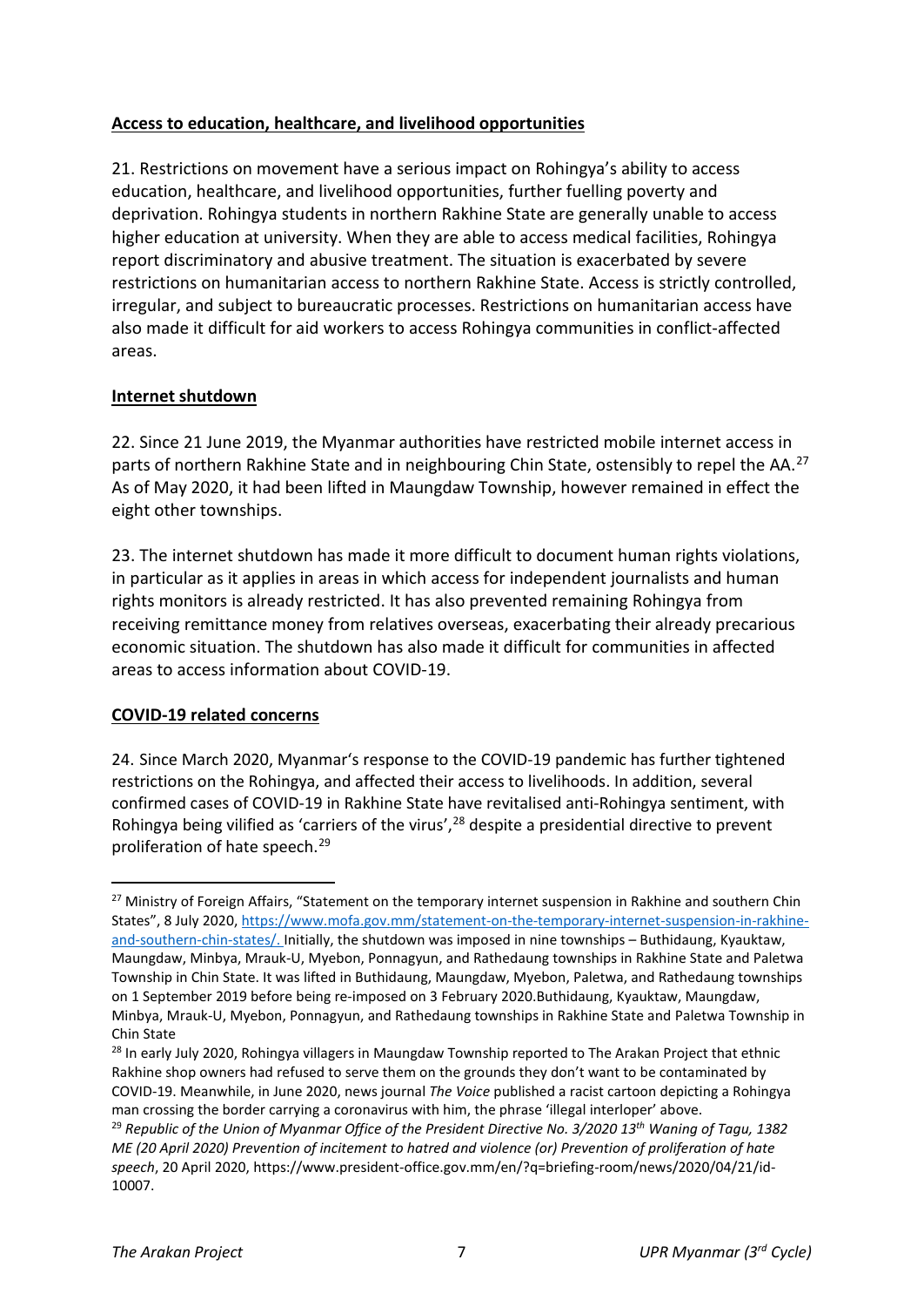## Access to education, healthcare, and livelihood opportunities

21. Restrictions on movement have a serious impact on Rohingya's ability to access education, healthcare, and livelihood opportunities, further fuelling poverty and deprivation. Rohingya students in northern Rakhine State are generally unable to access higher education at university. When they are able to access medical facilities, Rohingya report discriminatory and abusive treatment. The situation is exacerbated by severe restrictions on humanitarian access to northern Rakhine State. Access is strictly controlled, irregular, and subject to bureaucratic processes. Restrictions on humanitarian access have also made it difficult for aid workers to access Rohingya communities in conflict-affected areas.

## Internet shutdown

22. Since 21 June 2019, the Myanmar authorities have restricted mobile internet access in parts of northern Rakhine State and in neighbouring Chin State, ostensibly to repel the AA.[27] As of May 2020, it had been lifted in Maungdaw Township, however remained in effect the eight other townships.

23. The internet shutdown has made it more difficult to document human rights violations, in particular as it applies in areas in which access for independent journalists and human rights monitors is already restricted. It has also prevented remaining Rohingya from receiving remittance money from relatives overseas, exacerbating their already precarious economic situation. The shutdown has also made it difficult for communities in affected areas to access information about COVID-19.

## COVID-19 related concerns

24. Since March 2020, Myanmar's response to the COVID-19 pandemic has further tightened restrictions on the Rohingya, and affected their access to livelihoods. In addition, several confirmed cases of COVID-19 in Rakhine State have revitalised anti-Rohingya sentiment, with Rohingya being vilified as 'carriers of the virus',[28] despite a presidential directive to prevent proliferation of hate speech.[29]

---

[27] Ministry of Foreign Affairs, "Statement on the temporary internet suspension in Rakhine and southern Chin States", 8 July 2020, https://www.mofa.gov.mm/statement-on-the-temporary-internet-suspension-in-rakhine-and-southern-chin-states/. Initially, the shutdown was imposed in nine townships – Buthidaung, Kyauktaw, Maungdaw, Minbya, Mrauk-U, Myebon, Ponnagyun, and Rathedaung townships in Rakhine State and Paletwa Township in Chin State. It was lifted in Buthidaung, Maungdaw, Myebon, Paletwa, and Rathedaung townships on 1 September 2019 before being re-imposed on 3 February 2020.Buthidaung, Kyauktaw, Maungdaw, Minbya, Mrauk-U, Myebon, Ponnagyun, and Rathedaung townships in Rakhine State and Paletwa Township in Chin State

[28] In early July 2020, Rohingya villagers in Maungdaw Township reported to The Arakan Project that ethnic Rakhine shop owners had refused to serve them on the grounds they don't want to be contaminated by COVID-19. Meanwhile, in June 2020, news journal *The Voice* published a racist cartoon depicting a Rohingya man crossing the border carrying a coronavirus with him, the phrase 'illegal interloper' above.

[29] *Republic of the Union of Myanmar Office of the President Directive No. 3/2020 13th Waning of Tagu, 1382 ME (20 April 2020) Prevention of incitement to hatred and violence (or) Prevention of proliferation of hate speech*, 20 April 2020, https://www.president-office.gov.mm/en/?q=briefing-room/news/2020/04/21/id-10007.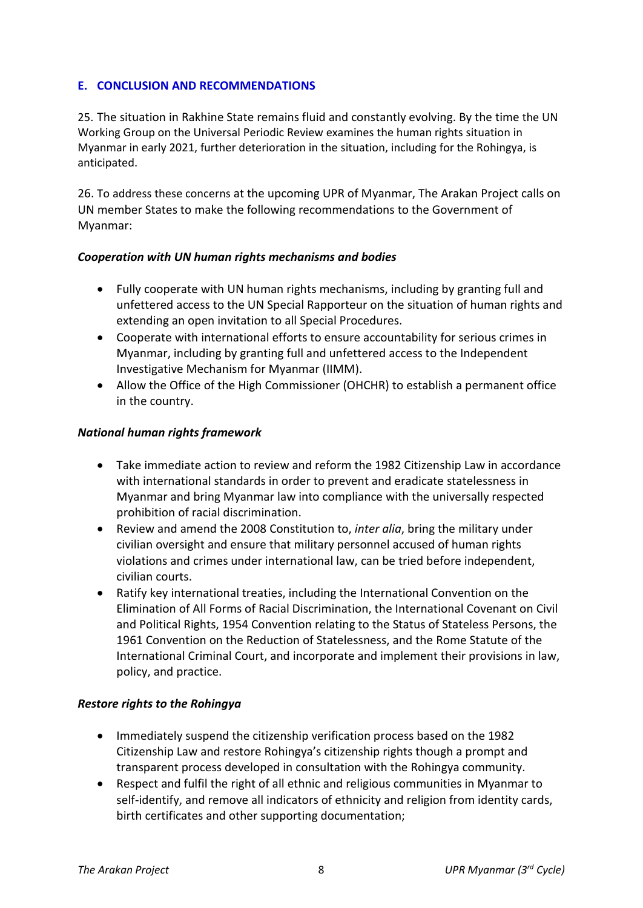## E. CONCLUSION AND RECOMMENDATIONS

25. The situation in Rakhine State remains fluid and constantly evolving. By the time the UN Working Group on the Universal Periodic Review examines the human rights situation in Myanmar in early 2021, further deterioration in the situation, including for the Rohingya, is anticipated.

26. To address these concerns at the upcoming UPR of Myanmar, The Arakan Project calls on UN member States to make the following recommendations to the Government of Myanmar:

### *Cooperation with UN human rights mechanisms and bodies*

- Fully cooperate with UN human rights mechanisms, including by granting full and unfettered access to the UN Special Rapporteur on the situation of human rights and extending an open invitation to all Special Procedures.
- Cooperate with international efforts to ensure accountability for serious crimes in Myanmar, including by granting full and unfettered access to the Independent Investigative Mechanism for Myanmar (IIMM).
- Allow the Office of the High Commissioner (OHCHR) to establish a permanent office in the country.

### *National human rights framework*

- Take immediate action to review and reform the 1982 Citizenship Law in accordance with international standards in order to prevent and eradicate statelessness in Myanmar and bring Myanmar law into compliance with the universally respected prohibition of racial discrimination.
- Review and amend the 2008 Constitution to, *inter alia*, bring the military under civilian oversight and ensure that military personnel accused of human rights violations and crimes under international law, can be tried before independent, civilian courts.
- Ratify key international treaties, including the International Convention on the Elimination of All Forms of Racial Discrimination, the International Covenant on Civil and Political Rights, 1954 Convention relating to the Status of Stateless Persons, the 1961 Convention on the Reduction of Statelessness, and the Rome Statute of the International Criminal Court, and incorporate and implement their provisions in law, policy, and practice.

### *Restore rights to the Rohingya*

- Immediately suspend the citizenship verification process based on the 1982 Citizenship Law and restore Rohingya's citizenship rights though a prompt and transparent process developed in consultation with the Rohingya community.
- Respect and fulfil the right of all ethnic and religious communities in Myanmar to self-identify, and remove all indicators of ethnicity and religion from identity cards, birth certificates and other supporting documentation;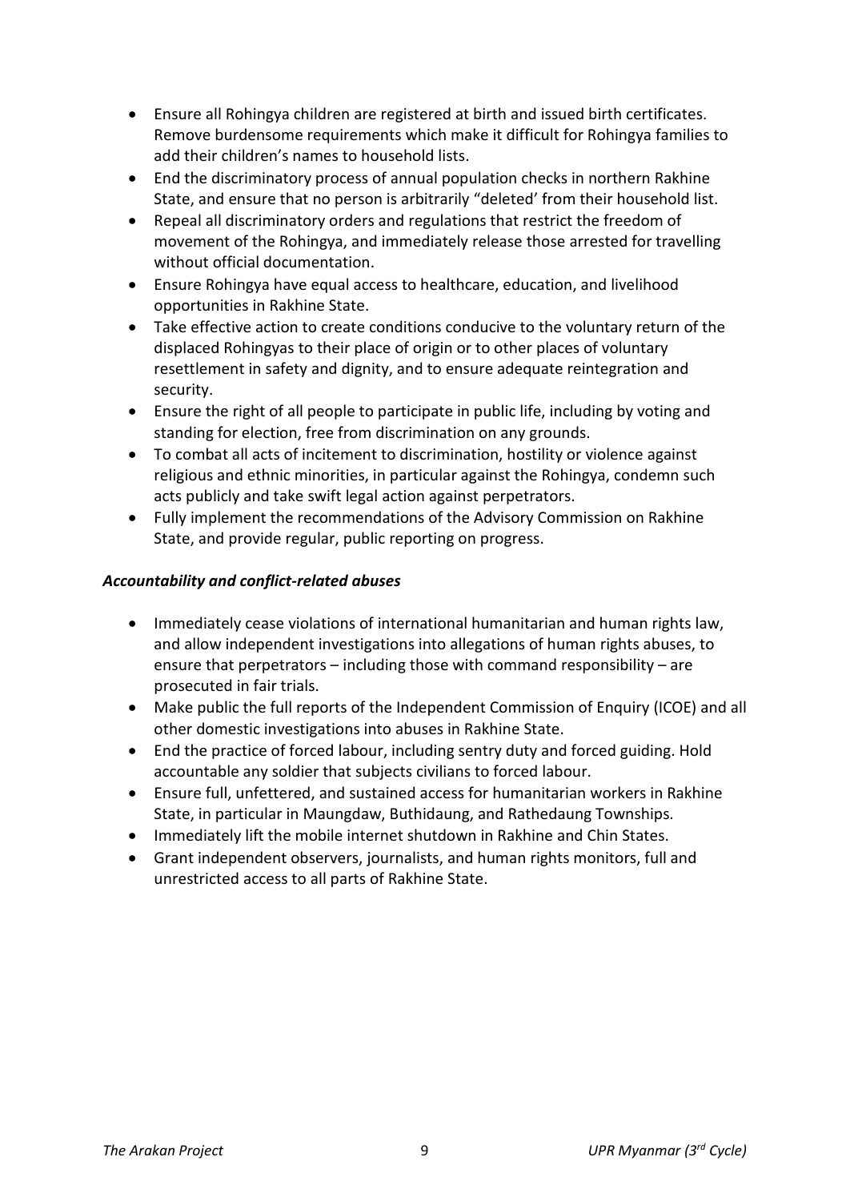- Ensure all Rohingya children are registered at birth and issued birth certificates. Remove burdensome requirements which make it difficult for Rohingya families to add their children's names to household lists.
- End the discriminatory process of annual population checks in northern Rakhine State, and ensure that no person is arbitrarily "deleted' from their household list.
- Repeal all discriminatory orders and regulations that restrict the freedom of movement of the Rohingya, and immediately release those arrested for travelling without official documentation.
- Ensure Rohingya have equal access to healthcare, education, and livelihood opportunities in Rakhine State.
- Take effective action to create conditions conducive to the voluntary return of the displaced Rohingyas to their place of origin or to other places of voluntary resettlement in safety and dignity, and to ensure adequate reintegration and security.
- Ensure the right of all people to participate in public life, including by voting and standing for election, free from discrimination on any grounds.
- To combat all acts of incitement to discrimination, hostility or violence against religious and ethnic minorities, in particular against the Rohingya, condemn such acts publicly and take swift legal action against perpetrators.
- Fully implement the recommendations of the Advisory Commission on Rakhine State, and provide regular, public reporting on progress.

***Accountability and conflict-related abuses***

- Immediately cease violations of international humanitarian and human rights law, and allow independent investigations into allegations of human rights abuses, to ensure that perpetrators – including those with command responsibility – are prosecuted in fair trials.
- Make public the full reports of the Independent Commission of Enquiry (ICOE) and all other domestic investigations into abuses in Rakhine State.
- End the practice of forced labour, including sentry duty and forced guiding. Hold accountable any soldier that subjects civilians to forced labour.
- Ensure full, unfettered, and sustained access for humanitarian workers in Rakhine State, in particular in Maungdaw, Buthidaung, and Rathedaung Townships.
- Immediately lift the mobile internet shutdown in Rakhine and Chin States.
- Grant independent observers, journalists, and human rights monitors, full and unrestricted access to all parts of Rakhine State.